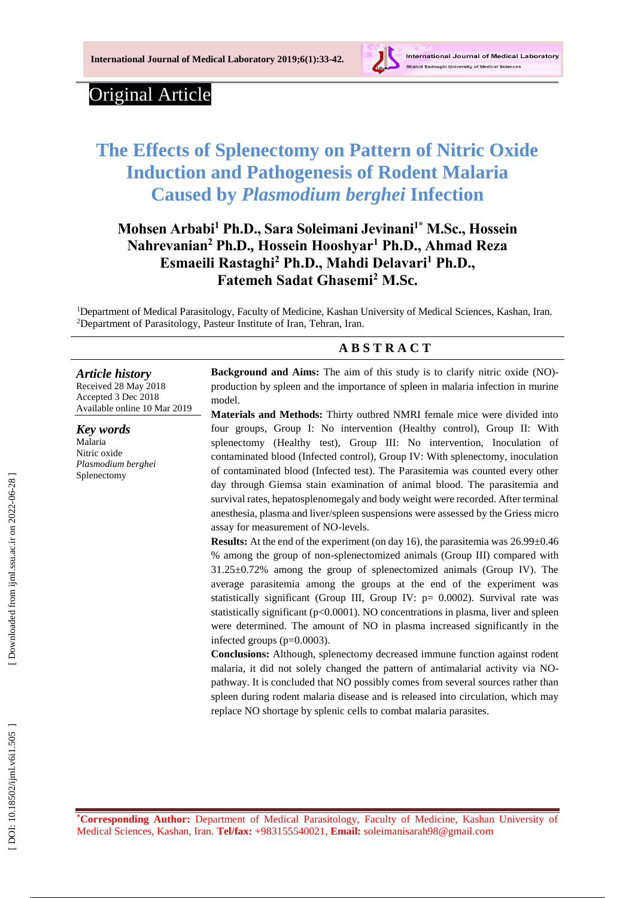Original Article

# The Effects of Splenectomy on Pattern of Nitric Oxide Induction and Pathogenesis of Rodent Malaria Caused by *Plasmodium berghei* Infection

**Mohsen Arbabi[1] Ph.D., Sara Soleimani Jevinani[1*] M.Sc., Hossein Nahrevanian[2] Ph.D., Hossein Hooshyar[1] Ph.D., Ahmad Reza Esmaeili Rastaghi[2] Ph.D., Mahdi Delavari[1] Ph.D., Fatemeh Sadat Ghasemi[2] M.Sc.**

[1]Department of Medical Parasitology, Faculty of Medicine, Kashan University of Medical Sciences, Kashan, Iran.
[2]Department of Parasitology, Pasteur Institute of Iran, Tehran, Iran.

## ABSTRACT

***Article history***
Received 28 May 2018
Accepted 3 Dec 2018
Available online 10 Mar 2019

***Key words***
Malaria
Nitric oxide
*Plasmodium berghei*
Splenectomy

**Background and Aims:** The aim of this study is to clarify nitric oxide (NO)-production by spleen and the importance of spleen in malaria infection in murine model.

**Materials and Methods:** Thirty outbred NMRI female mice were divided into four groups, Group I: No intervention (Healthy control), Group II: With splenectomy (Healthy test), Group III: No intervention, Inoculation of contaminated blood (Infected control), Group IV: With splenectomy, inoculation of contaminated blood (Infected test). The Parasitemia was counted every other day through Giemsa stain examination of animal blood. The parasitemia and survival rates, hepatosplenomegaly and body weight were recorded. After terminal anesthesia, plasma and liver/spleen suspensions were assessed by the Griess micro assay for measurement of NO-levels.

**Results:** At the end of the experiment (on day 16), the parasitemia was 26.99±0.46 % among the group of non-splenectomized animals (Group III) compared with 31.25±0.72% among the group of splenectomized animals (Group IV). The average parasitemia among the groups at the end of the experiment was statistically significant (Group III, Group IV: p= 0.0002). Survival rate was statistically significant (p<0.0001). NO concentrations in plasma, liver and spleen were determined. The amount of NO in plasma increased significantly in the infected groups (p=0.0003).

**Conclusions:** Although, splenectomy decreased immune function against rodent malaria, it did not solely changed the pattern of antimalarial activity via NO-pathway. It is concluded that NO possibly comes from several sources rather than spleen during rodent malaria disease and is released into circulation, which may replace NO shortage by splenic cells to combat malaria parasites.

[*]**Corresponding Author:** Department of Medical Parasitology, Faculty of Medicine, Kashan University of Medical Sciences, Kashan, Iran. **Tel/fax:** +983155540021, **Email:** soleimanisarah98@gmail.com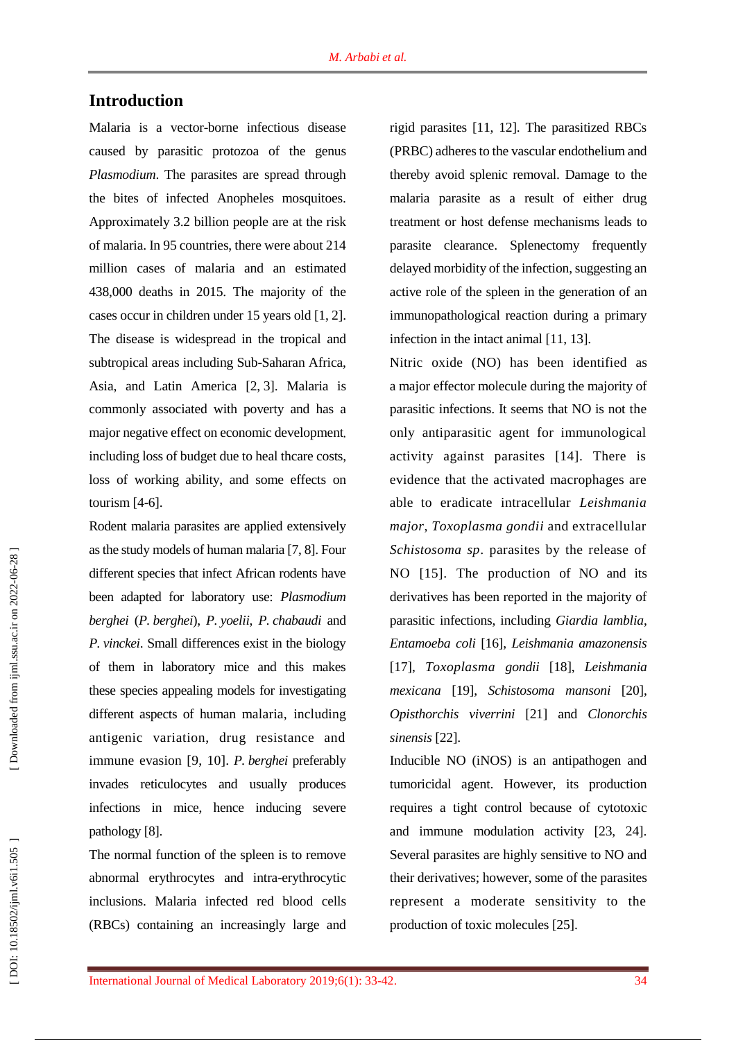## Introduction

Malaria is a vector-borne infectious disease caused by parasitic protozoa of the genus *Plasmodium*. The parasites are spread through the bites of infected Anopheles mosquitoes. Approximately 3.2 billion people are at the risk of malaria. In 95 countries, there were about 214 million cases of malaria and an estimated 438,000 deaths in 2015. The majority of the cases occur in children under 15 years old [1, 2]. The disease is widespread in the tropical and subtropical areas including Sub-Saharan Africa, Asia, and Latin America [2, 3]. Malaria is commonly associated with poverty and has a major negative effect on economic development, including loss of budget due to heal thcare costs, loss of working ability, and some effects on tourism [4-6].

Rodent malaria parasites are applied extensively as the study models of human malaria [7, 8]. Four different species that infect African rodents have been adapted for laboratory use: *Plasmodium berghei* (*P. berghei*), *P. yoelii*, *P. chabaudi* and *P. vinckei*. Small differences exist in the biology of them in laboratory mice and this makes these species appealing models for investigating different aspects of human malaria, including antigenic variation, drug resistance and immune evasion [9, 10]. *P. berghei* preferably invades reticulocytes and usually produces infections in mice, hence inducing severe pathology [8].

The normal function of the spleen is to remove abnormal erythrocytes and intra-erythrocytic inclusions. Malaria infected red blood cells (RBCs) containing an increasingly large and rigid parasites [11, 12]. The parasitized RBCs (PRBC) adheres to the vascular endothelium and thereby avoid splenic removal. Damage to the malaria parasite as a result of either drug treatment or host defense mechanisms leads to parasite clearance. Splenectomy frequently delayed morbidity of the infection, suggesting an active role of the spleen in the generation of an immunopathological reaction during a primary infection in the intact animal [11, 13].

Nitric oxide (NO) has been identified as a major effector molecule during the majority of parasitic infections. It seems that NO is not the only antiparasitic agent for immunological activity against parasites [14]. There is evidence that the activated macrophages are able to eradicate intracellular *Leishmania major*, *Toxoplasma gondii* and extracellular *Schistosoma sp*. parasites by the release of NO [15]. The production of NO and its derivatives has been reported in the majority of parasitic infections, including *Giardia lamblia*, *Entamoeba coli* [16], *Leishmania amazonensis* [17], *Toxoplasma gondii* [18], *Leishmania mexicana* [19], *Schistosoma mansoni* [20], *Opisthorchis viverrini* [21] and *Clonorchis sinensis* [22].

Inducible NO (iNOS) is an antipathogen and tumoricidal agent. However, its production requires a tight control because of cytotoxic and immune modulation activity [23, 24]. Several parasites are highly sensitive to NO and their derivatives; however, some of the parasites represent a moderate sensitivity to the production of toxic molecules [25].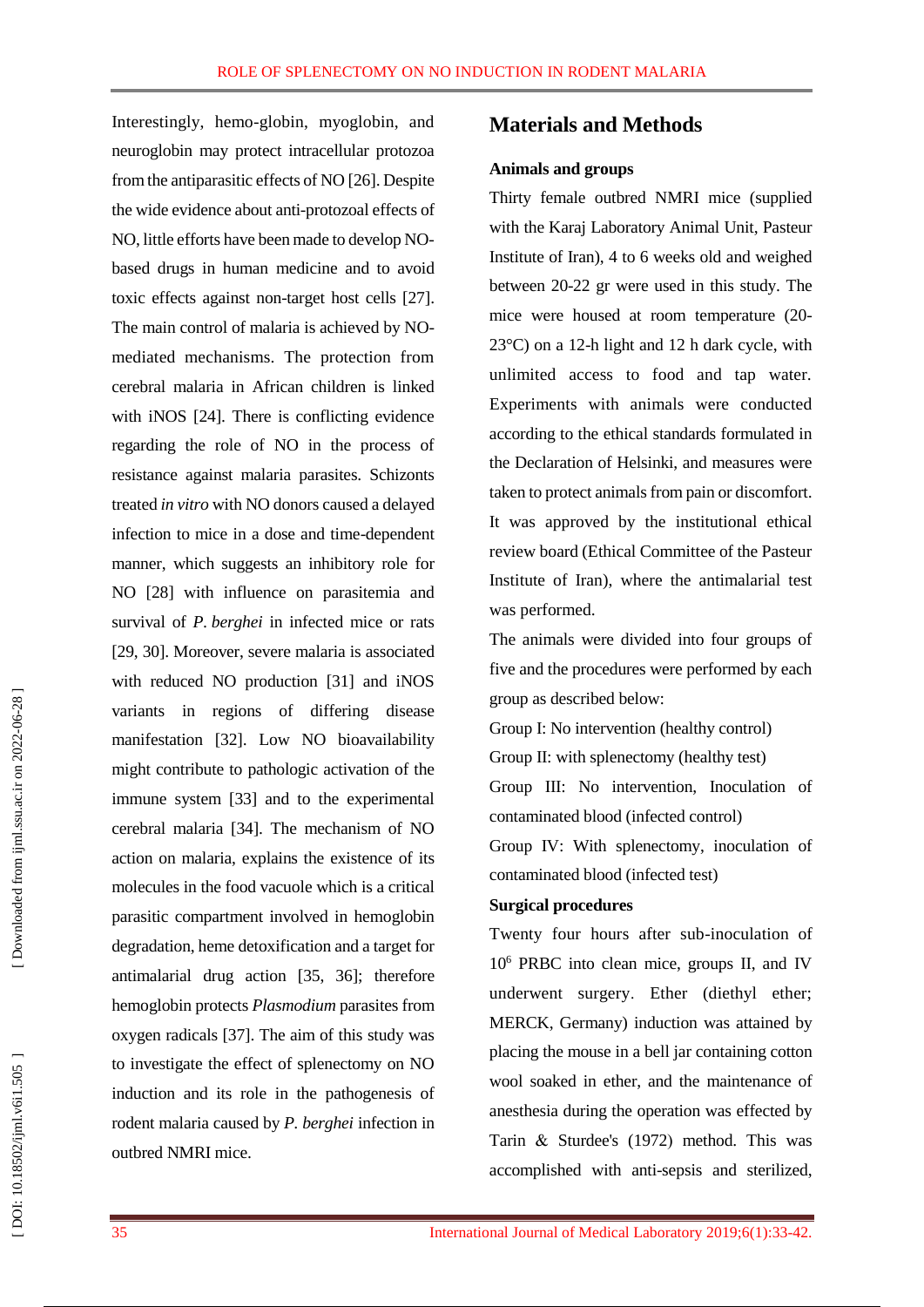Interestingly, hemo-globin, myoglobin, and neuroglobin may protect intracellular protozoa from the antiparasitic effects of NO [26]. Despite the wide evidence about anti-protozoal effects of NO, little efforts have been made to develop NO-based drugs in human medicine and to avoid toxic effects against non-target host cells [27]. The main control of malaria is achieved by NO-mediated mechanisms. The protection from cerebral malaria in African children is linked with iNOS [24]. There is conflicting evidence regarding the role of NO in the process of resistance against malaria parasites. Schizonts treated *in vitro* with NO donors caused a delayed infection to mice in a dose and time-dependent manner, which suggests an inhibitory role for NO [28] with influence on parasitemia and survival of *P. berghei* in infected mice or rats [29, 30]. Moreover, severe malaria is associated with reduced NO production [31] and iNOS variants in regions of differing disease manifestation [32]. Low NO bioavailability might contribute to pathologic activation of the immune system [33] and to the experimental cerebral malaria [34]. The mechanism of NO action on malaria, explains the existence of its molecules in the food vacuole which is a critical parasitic compartment involved in hemoglobin degradation, heme detoxification and a target for antimalarial drug action [35, 36]; therefore hemoglobin protects *Plasmodium* parasites from oxygen radicals [37]. The aim of this study was to investigate the effect of splenectomy on NO induction and its role in the pathogenesis of rodent malaria caused by *P. berghei* infection in outbred NMRI mice.

## Materials and Methods

### Animals and groups

Thirty female outbred NMRI mice (supplied with the Karaj Laboratory Animal Unit, Pasteur Institute of Iran), 4 to 6 weeks old and weighed between 20-22 gr were used in this study. The mice were housed at room temperature (20-23°C) on a 12-h light and 12 h dark cycle, with unlimited access to food and tap water. Experiments with animals were conducted according to the ethical standards formulated in the Declaration of Helsinki, and measures were taken to protect animals from pain or discomfort. It was approved by the institutional ethical review board (Ethical Committee of the Pasteur Institute of Iran), where the antimalarial test was performed.

The animals were divided into four groups of five and the procedures were performed by each group as described below:

Group I: No intervention (healthy control)

Group II: with splenectomy (healthy test)

Group III: No intervention, Inoculation of contaminated blood (infected control)

Group IV: With splenectomy, inoculation of contaminated blood (infected test)

### Surgical procedures

Twenty four hours after sub-inoculation of $10^6$ PRBC into clean mice, groups II, and IV underwent surgery. Ether (diethyl ether; MERCK, Germany) induction was attained by placing the mouse in a bell jar containing cotton wool soaked in ether, and the maintenance of anesthesia during the operation was effected by Tarin & Sturdee's (1972) method. This was accomplished with anti-sepsis and sterilized,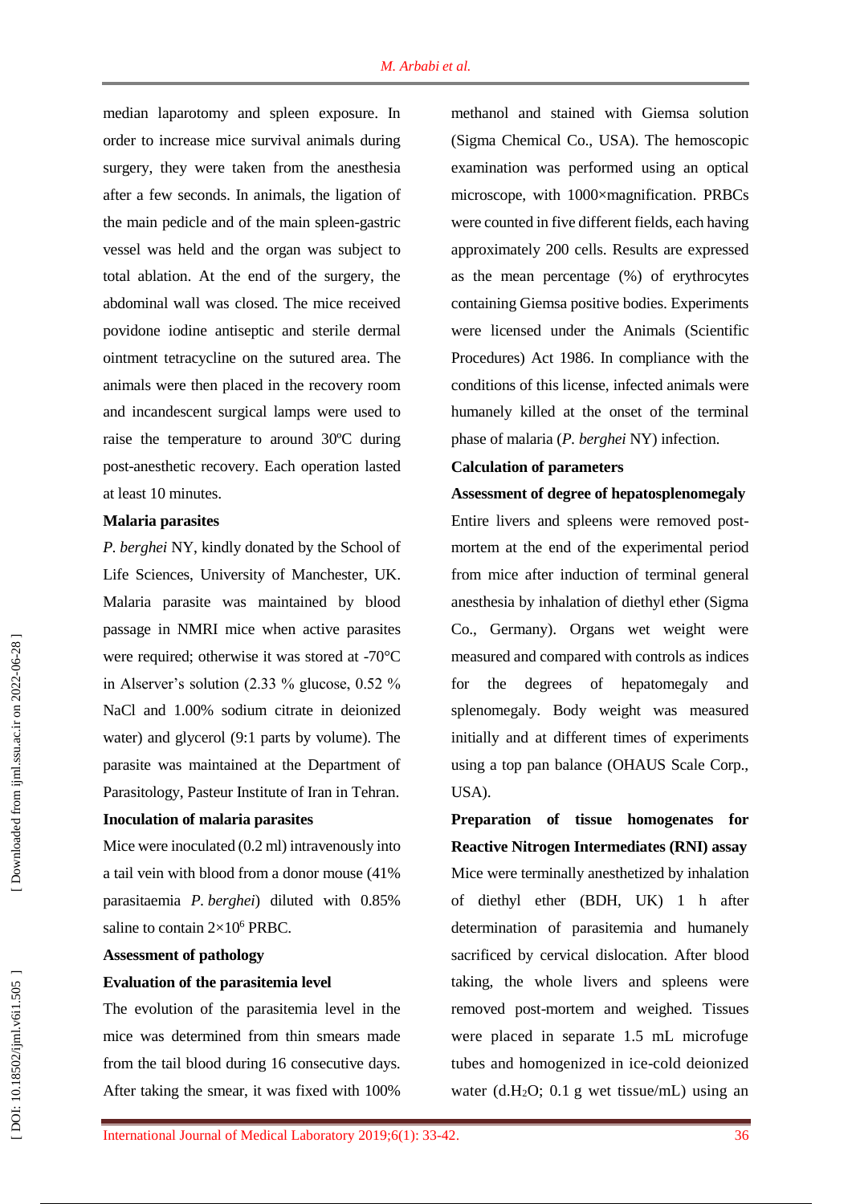median laparotomy and spleen exposure. In order to increase mice survival animals during surgery, they were taken from the anesthesia after a few seconds. In animals, the ligation of the main pedicle and of the main spleen-gastric vessel was held and the organ was subject to total ablation. At the end of the surgery, the abdominal wall was closed. The mice received povidone iodine antiseptic and sterile dermal ointment tetracycline on the sutured area. The animals were then placed in the recovery room and incandescent surgical lamps were used to raise the temperature to around 30ºC during post-anesthetic recovery. Each operation lasted at least 10 minutes.

**Malaria parasites**

*P. berghei* NY, kindly donated by the School of Life Sciences, University of Manchester, UK. Malaria parasite was maintained by blood passage in NMRI mice when active parasites were required; otherwise it was stored at -70°C in Alserver's solution (2.33 % glucose, 0.52 % NaCl and 1.00% sodium citrate in deionized water) and glycerol (9:1 parts by volume). The parasite was maintained at the Department of Parasitology, Pasteur Institute of Iran in Tehran.

**Inoculation of malaria parasites**

Mice were inoculated (0.2 ml) intravenously into a tail vein with blood from a donor mouse (41% parasitaemia *P. berghei*) diluted with 0.85% saline to contain $2\times10^6$ PRBC.

**Assessment of pathology**

**Evaluation of the parasitemia level**

The evolution of the parasitemia level in the mice was determined from thin smears made from the tail blood during 16 consecutive days. After taking the smear, it was fixed with 100% methanol and stained with Giemsa solution (Sigma Chemical Co., USA). The hemoscopic examination was performed using an optical microscope, with 1000×magnification. PRBCs were counted in five different fields, each having approximately 200 cells. Results are expressed as the mean percentage (%) of erythrocytes containing Giemsa positive bodies. Experiments were licensed under the Animals (Scientific Procedures) Act 1986. In compliance with the conditions of this license, infected animals were humanely killed at the onset of the terminal phase of malaria (*P. berghei* NY) infection.

**Calculation of parameters**

**Assessment of degree of hepatosplenomegaly**

Entire livers and spleens were removed post-mortem at the end of the experimental period from mice after induction of terminal general anesthesia by inhalation of diethyl ether (Sigma Co., Germany). Organs wet weight were measured and compared with controls as indices for the degrees of hepatomegaly and splenomegaly. Body weight was measured initially and at different times of experiments using a top pan balance (OHAUS Scale Corp., USA).

**Preparation of tissue homogenates for Reactive Nitrogen Intermediates (RNI) assay**

Mice were terminally anesthetized by inhalation of diethyl ether (BDH, UK) 1 h after determination of parasitemia and humanely sacrificed by cervical dislocation. After blood taking, the whole livers and spleens were removed post-mortem and weighed. Tissues were placed in separate 1.5 mL microfuge tubes and homogenized in ice-cold deionized water (d.$H_2O$; 0.1 g wet tissue/mL) using an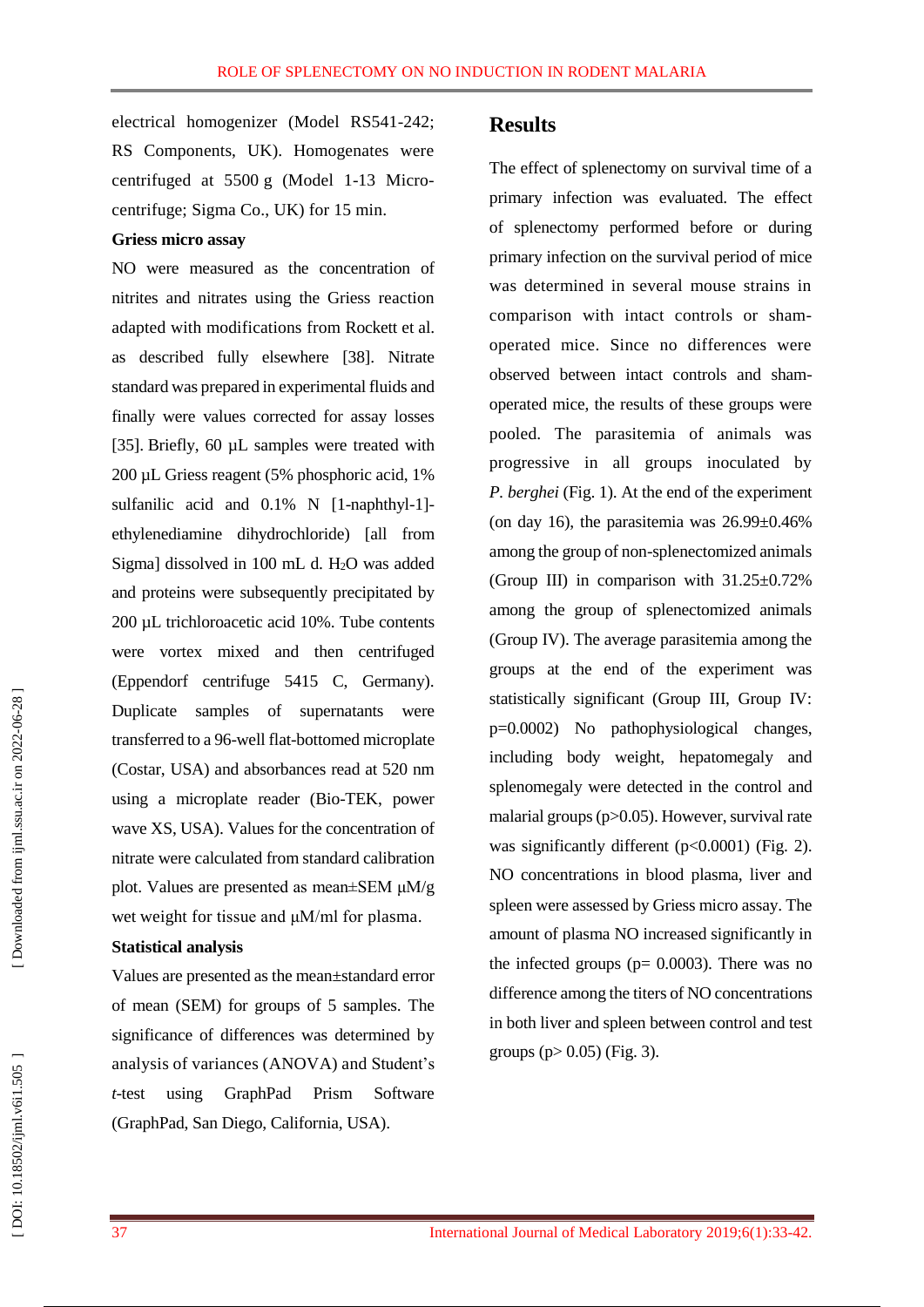electrical homogenizer (Model RS541-242; RS Components, UK). Homogenates were centrifuged at 5500 g (Model 1-13 Micro-centrifuge; Sigma Co., UK) for 15 min.

**Griess micro assay**

NO were measured as the concentration of nitrites and nitrates using the Griess reaction adapted with modifications from Rockett et al. as described fully elsewhere [38]. Nitrate standard was prepared in experimental fluids and finally were values corrected for assay losses [35]. Briefly, 60 µL samples were treated with 200 µL Griess reagent (5% phosphoric acid, 1% sulfanilic acid and 0.1% N [1-naphthyl-1]-ethylenediamine dihydrochloride) [all from Sigma] dissolved in 100 mL d. $H_2O$ was added and proteins were subsequently precipitated by 200 µL trichloroacetic acid 10%. Tube contents were vortex mixed and then centrifuged (Eppendorf centrifuge 5415 C, Germany). Duplicate samples of supernatants were transferred to a 96-well flat-bottomed microplate (Costar, USA) and absorbances read at 520 nm using a microplate reader (Bio-TEK, power wave XS, USA). Values for the concentration of nitrate were calculated from standard calibration plot. Values are presented as mean±SEM µM/g wet weight for tissue and µM/ml for plasma.

**Statistical analysis**

Values are presented as the mean±standard error of mean (SEM) for groups of 5 samples. The significance of differences was determined by analysis of variances (ANOVA) and Student's *t*-test using GraphPad Prism Software (GraphPad, San Diego, California, USA).

## Results

The effect of splenectomy on survival time of a primary infection was evaluated. The effect of splenectomy performed before or during primary infection on the survival period of mice was determined in several mouse strains in comparison with intact controls or sham-operated mice. Since no differences were observed between intact controls and sham-operated mice, the results of these groups were pooled. The parasitemia of animals was progressive in all groups inoculated by *P. berghei* (Fig. 1). At the end of the experiment (on day 16), the parasitemia was 26.99±0.46% among the group of non-splenectomized animals (Group III) in comparison with 31.25±0.72% among the group of splenectomized animals (Group IV). The average parasitemia among the groups at the end of the experiment was statistically significant (Group III, Group IV: $p=0.0002$) No pathophysiological changes, including body weight, hepatomegaly and splenomegaly were detected in the control and malarial groups ($p>0.05$). However, survival rate was significantly different ($p<0.0001$) (Fig. 2). NO concentrations in blood plasma, liver and spleen were assessed by Griess micro assay. The amount of plasma NO increased significantly in the infected groups ($p= 0.0003$). There was no difference among the titers of NO concentrations in both liver and spleen between control and test groups ($p> 0.05$) (Fig. 3).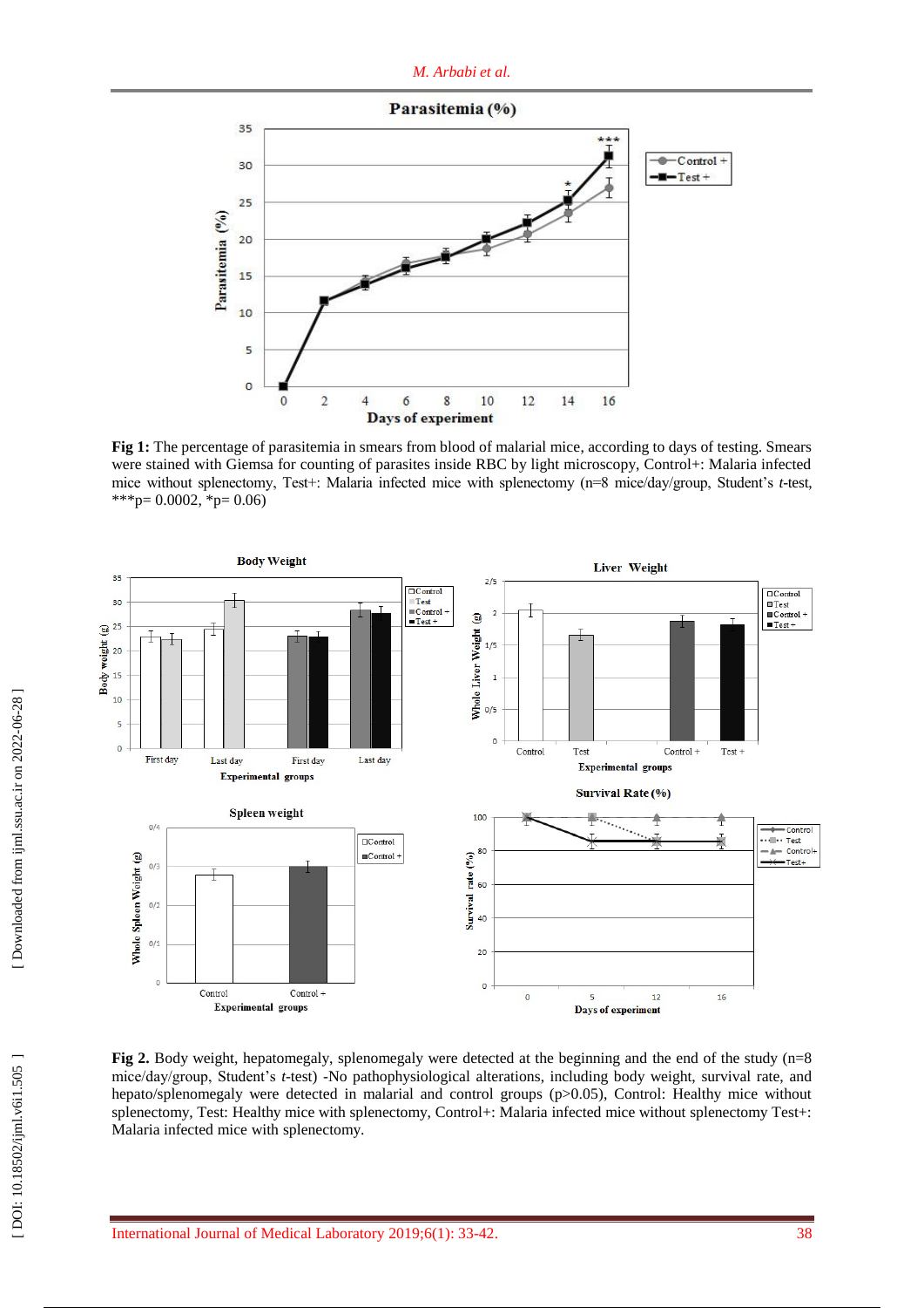**Fig 1:** The percentage of parasitemia in smears from blood of malarial mice, according to days of testing. Smears were stained with Giemsa for counting of parasites inside RBC by light microscopy, Control+: Malaria infected mice without splenectomy, Test+: Malaria infected mice with splenectomy (n=8 mice/day/group, Student's *t*-test, ***p= 0.0002, *p= 0.06)

**Fig 2.** Body weight, hepatomegaly, splenomegaly were detected at the beginning and the end of the study (n=8 mice/day/group, Student's *t*-test) -No pathophysiological alterations, including body weight, survival rate, and hepato/splenomegaly were detected in malarial and control groups (p>0.05), Control: Healthy mice without splenectomy, Test: Healthy mice with splenectomy, Control+: Malaria infected mice without splenectomy Test+: Malaria infected mice with splenectomy.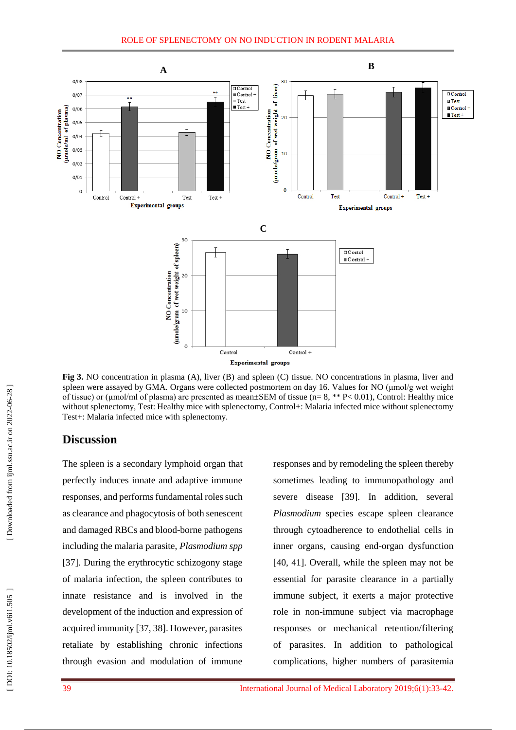**Fig 3.** NO concentration in plasma (A), liver (B) and spleen (C) tissue. NO concentrations in plasma, liver and spleen were assayed by GMA. Organs were collected postmortem on day 16. Values for NO (µmol/g wet weight of tissue) or (µmol/ml of plasma) are presented as mean±SEM of tissue (n= 8, ** P< 0.01), Control: Healthy mice without splenectomy, Test: Healthy mice with splenectomy, Control+: Malaria infected mice without splenectomy Test+: Malaria infected mice with splenectomy.

## Discussion

The spleen is a secondary lymphoid organ that perfectly induces innate and adaptive immune responses, and performs fundamental roles such as clearance and phagocytosis of both senescent and damaged RBCs and blood-borne pathogens including the malaria parasite, *Plasmodium spp* [37]. During the erythrocytic schizogony stage of malaria infection, the spleen contributes to innate resistance and is involved in the development of the induction and expression of acquired immunity [37, 38]. However, parasites retaliate by establishing chronic infections through evasion and modulation of immune responses and by remodeling the spleen thereby sometimes leading to immunopathology and severe disease [39]. In addition, several *Plasmodium* species escape spleen clearance through cytoadherence to endothelial cells in inner organs, causing end-organ dysfunction [40, 41]. Overall, while the spleen may not be essential for parasite clearance in a partially immune subject, it exerts a major protective role in non-immune subject via macrophage responses or mechanical retention/filtering of parasites. In addition to pathological complications, higher numbers of parasitemia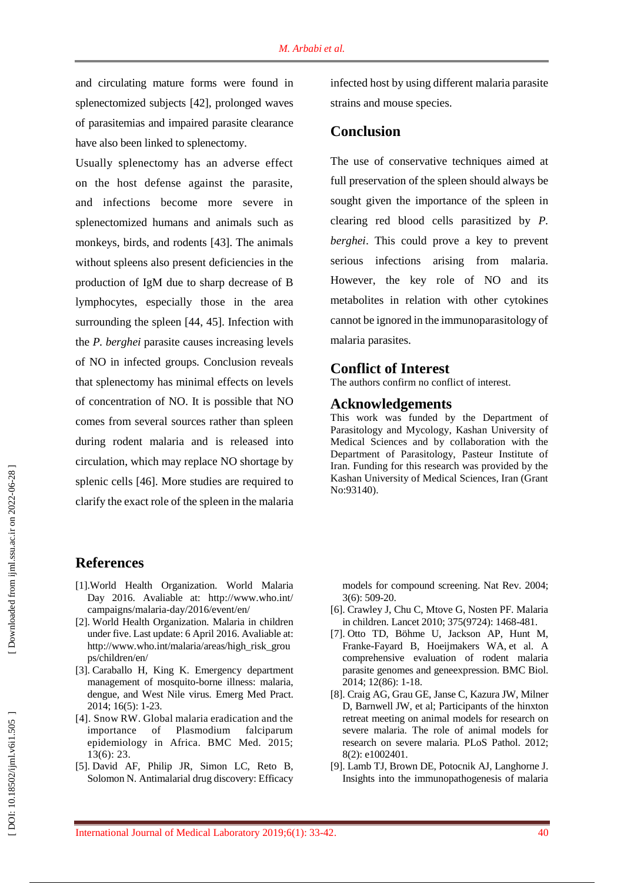and circulating mature forms were found in splenectomized subjects [42], prolonged waves of parasitemias and impaired parasite clearance have also been linked to splenectomy.

Usually splenectomy has an adverse effect on the host defense against the parasite, and infections become more severe in splenectomized humans and animals such as monkeys, birds, and rodents [43]. The animals without spleens also present deficiencies in the production of IgM due to sharp decrease of B lymphocytes, especially those in the area surrounding the spleen [44, 45]. Infection with the *P. berghei* parasite causes increasing levels of NO in infected groups. Conclusion reveals that splenectomy has minimal effects on levels of concentration of NO. It is possible that NO comes from several sources rather than spleen during rodent malaria and is released into circulation, which may replace NO shortage by splenic cells [46]. More studies are required to clarify the exact role of the spleen in the malaria infected host by using different malaria parasite strains and mouse species.

## Conclusion

The use of conservative techniques aimed at full preservation of the spleen should always be sought given the importance of the spleen in clearing red blood cells parasitized by *P. berghei*. This could prove a key to prevent serious infections arising from malaria. However, the key role of NO and its metabolites in relation with other cytokines cannot be ignored in the immunoparasitology of malaria parasites.

## Conflict of Interest

The authors confirm no conflict of interest.

## Acknowledgements

This work was funded by the Department of Parasitology and Mycology, Kashan University of Medical Sciences and by collaboration with the Department of Parasitology, Pasteur Institute of Iran. Funding for this research was provided by the Kashan University of Medical Sciences, Iran (Grant No:93140).

## References

[1].World Health Organization. World Malaria Day 2016. Avaliable at: http://www.who.int/campaigns/malaria-day/2016/event/en/

[2]. World Health Organization. Malaria in children under five. Last update: 6 April 2016. Avaliable at: http://www.who.int/malaria/areas/high_risk_groups/children/en/

[3]. Caraballo H, King K. Emergency department management of mosquito-borne illness: malaria, dengue, and West Nile virus. Emerg Med Pract. 2014; 16(5): 1-23.

[4]. Snow RW. Global malaria eradication and the importance of Plasmodium falciparum epidemiology in Africa. BMC Med. 2015; 13(6): 23.

[5]. David AF, Philip JR, Simon LC, Reto B, Solomon N. Antimalarial drug discovery: Efficacy models for compound screening. Nat Rev. 2004; 3(6): 509-20.

[6]. Crawley J, Chu C, Mtove G, Nosten PF. Malaria in children. Lancet 2010; 375(9724): 1468-481.

[7]. Otto TD, Böhme U, Jackson AP, Hunt M, Franke-Fayard B, Hoeijmakers WA, et al. A comprehensive evaluation of rodent malaria parasite genomes and geneexpression. BMC Biol. 2014; 12(86): 1-18.

[8]. Craig AG, Grau GE, Janse C, Kazura JW, Milner D, Barnwell JW, et al; Participants of the hinxton retreat meeting on animal models for research on severe malaria. The role of animal models for research on severe malaria. PLoS Pathol. 2012; 8(2): e1002401.

[9]. Lamb TJ, Brown DE, Potocnik AJ, Langhorne J. Insights into the immunopathogenesis of malaria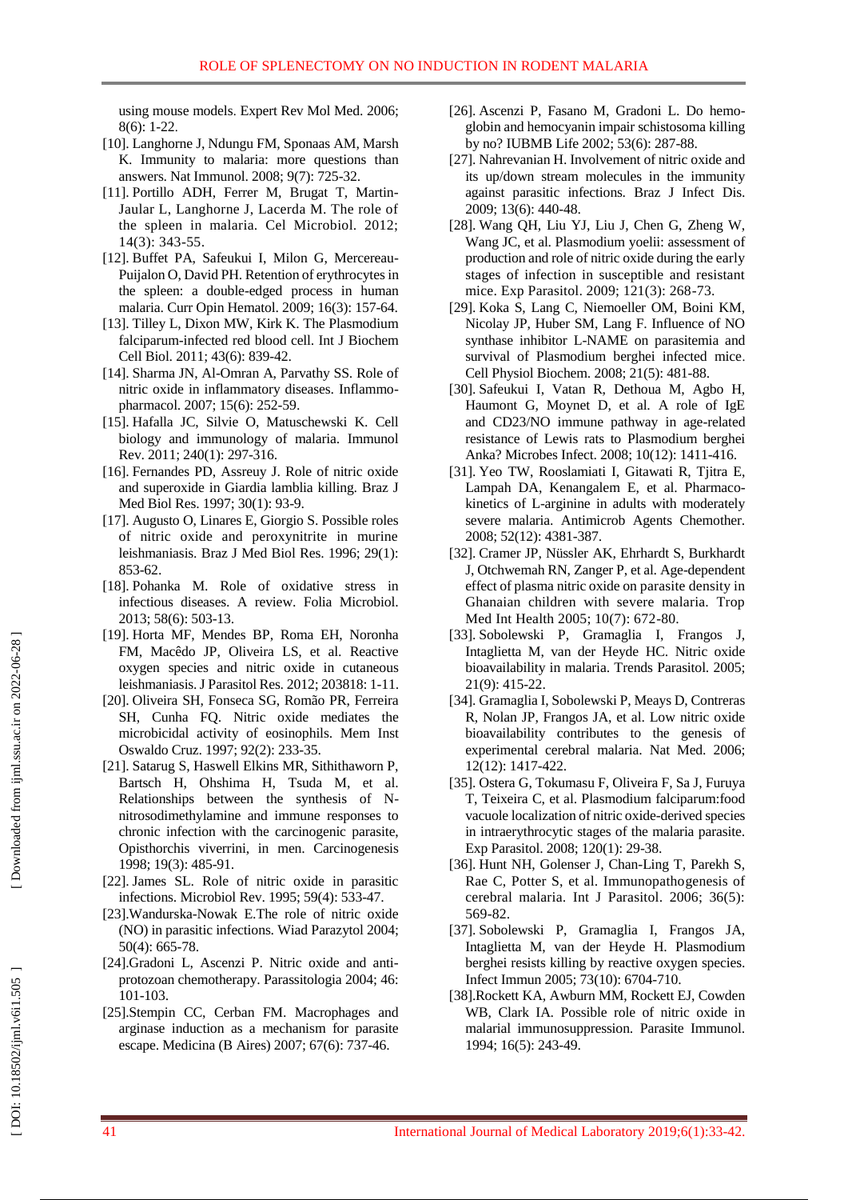using mouse models. Expert Rev Mol Med. 2006; 8(6): 1-22.

[10]. Langhorne J, Ndungu FM, Sponaas AM, Marsh K. Immunity to malaria: more questions than answers. Nat Immunol. 2008; 9(7): 725-32.

[11]. Portillo ADH, Ferrer M, Brugat T, Martin-Jaular L, Langhorne J, Lacerda M. The role of the spleen in malaria. Cel Microbiol. 2012; 14(3): 343-55.

[12]. Buffet PA, Safeukui I, Milon G, Mercereau-Puijalon O, David PH. Retention of erythrocytes in the spleen: a double-edged process in human malaria. Curr Opin Hematol. 2009; 16(3): 157-64.

[13]. Tilley L, Dixon MW, Kirk K. The Plasmodium falciparum-infected red blood cell. Int J Biochem Cell Biol. 2011; 43(6): 839-42.

[14]. Sharma JN, Al-Omran A, Parvathy SS. Role of nitric oxide in inflammatory diseases. Inflammopharmacol. 2007; 15(6): 252-59.

[15]. Hafalla JC, Silvie O, Matuschewski K. Cell biology and immunology of malaria. Immunol Rev. 2011; 240(1): 297-316.

[16]. Fernandes PD, Assreuy J. Role of nitric oxide and superoxide in Giardia lamblia killing. Braz J Med Biol Res. 1997; 30(1): 93-9.

[17]. Augusto O, Linares E, Giorgio S. Possible roles of nitric oxide and peroxynitrite in murine leishmaniasis. Braz J Med Biol Res. 1996; 29(1): 853-62.

[18]. Pohanka M. Role of oxidative stress in infectious diseases. A review. Folia Microbiol. 2013; 58(6): 503-13.

[19]. Horta MF, Mendes BP, Roma EH, Noronha FM, Macêdo JP, Oliveira LS, et al. Reactive oxygen species and nitric oxide in cutaneous leishmaniasis. J Parasitol Res. 2012; 203818: 1-11.

[20]. Oliveira SH, Fonseca SG, Romão PR, Ferreira SH, Cunha FQ. Nitric oxide mediates the microbicidal activity of eosinophils. Mem Inst Oswaldo Cruz. 1997; 92(2): 233-35.

[21]. Satarug S, Haswell Elkins MR, Sithithaworn P, Bartsch H, Ohshima H, Tsuda M, et al. Relationships between the synthesis of N-nitrosodimethylamine and immune responses to chronic infection with the carcinogenic parasite, Opisthorchis viverrini, in men. Carcinogenesis 1998; 19(3): 485-91.

[22]. James SL. Role of nitric oxide in parasitic infections. Microbiol Rev. 1995; 59(4): 533-47.

[23].Wandurska-Nowak E.The role of nitric oxide (NO) in parasitic infections. Wiad Parazytol 2004; 50(4): 665-78.

[24].Gradoni L, Ascenzi P. Nitric oxide and anti-protozoan chemotherapy. Parassitologia 2004; 46: 101-103.

[25].Stempin CC, Cerban FM. Macrophages and arginase induction as a mechanism for parasite escape. Medicina (B Aires) 2007; 67(6): 737-46.

[26]. Ascenzi P, Fasano M, Gradoni L. Do hemoglobin and hemocyanin impair schistosoma killing by no? IUBMB Life 2002; 53(6): 287-88.

[27]. Nahrevanian H. Involvement of nitric oxide and its up/down stream molecules in the immunity against parasitic infections. Braz J Infect Dis. 2009; 13(6): 440-48.

[28]. Wang QH, Liu YJ, Liu J, Chen G, Zheng W, Wang JC, et al. Plasmodium yoelii: assessment of production and role of nitric oxide during the early stages of infection in susceptible and resistant mice. Exp Parasitol. 2009; 121(3): 268-73.

[29]. Koka S, Lang C, Niemoeller OM, Boini KM, Nicolay JP, Huber SM, Lang F. Influence of NO synthase inhibitor L-NAME on parasitemia and survival of Plasmodium berghei infected mice. Cell Physiol Biochem. 2008; 21(5): 481-88.

[30]. Safeukui I, Vatan R, Dethoua M, Agbo H, Haumont G, Moynet D, et al. A role of IgE and CD23/NO immune pathway in age-related resistance of Lewis rats to Plasmodium berghei Anka? Microbes Infect. 2008; 10(12): 1411-416.

[31]. Yeo TW, Rooslamiati I, Gitawati R, Tjitra E, Lampah DA, Kenangalem E, et al. Pharmacokinetics of L-arginine in adults with moderately severe malaria. Antimicrob Agents Chemother. 2008; 52(12): 4381-387.

[32]. Cramer JP, Nüssler AK, Ehrhardt S, Burkhardt J, Otchwemah RN, Zanger P, et al. Age-dependent effect of plasma nitric oxide on parasite density in Ghanaian children with severe malaria. Trop Med Int Health 2005; 10(7): 672-80.

[33]. Sobolewski P, Gramaglia I, Frangos J, Intaglietta M, van der Heyde HC. Nitric oxide bioavailability in malaria. Trends Parasitol. 2005; 21(9): 415-22.

[34]. Gramaglia I, Sobolewski P, Meays D, Contreras R, Nolan JP, Frangos JA, et al. Low nitric oxide bioavailability contributes to the genesis of experimental cerebral malaria. Nat Med. 2006; 12(12): 1417-422.

[35]. Ostera G, Tokumasu F, Oliveira F, Sa J, Furuya T, Teixeira C, et al. Plasmodium falciparum:food vacuole localization of nitric oxide-derived species in intraerythrocytic stages of the malaria parasite. Exp Parasitol. 2008; 120(1): 29-38.

[36]. Hunt NH, Golenser J, Chan-Ling T, Parekh S, Rae C, Potter S, et al. Immunopathogenesis of cerebral malaria. Int J Parasitol. 2006; 36(5): 569-82.

[37]. Sobolewski P, Gramaglia I, Frangos JA, Intaglietta M, van der Heyde H. Plasmodium berghei resists killing by reactive oxygen species. Infect Immun 2005; 73(10): 6704-710.

[38].Rockett KA, Awburn MM, Rockett EJ, Cowden WB, Clark IA. Possible role of nitric oxide in malarial immunosuppression. Parasite Immunol. 1994; 16(5): 243-49.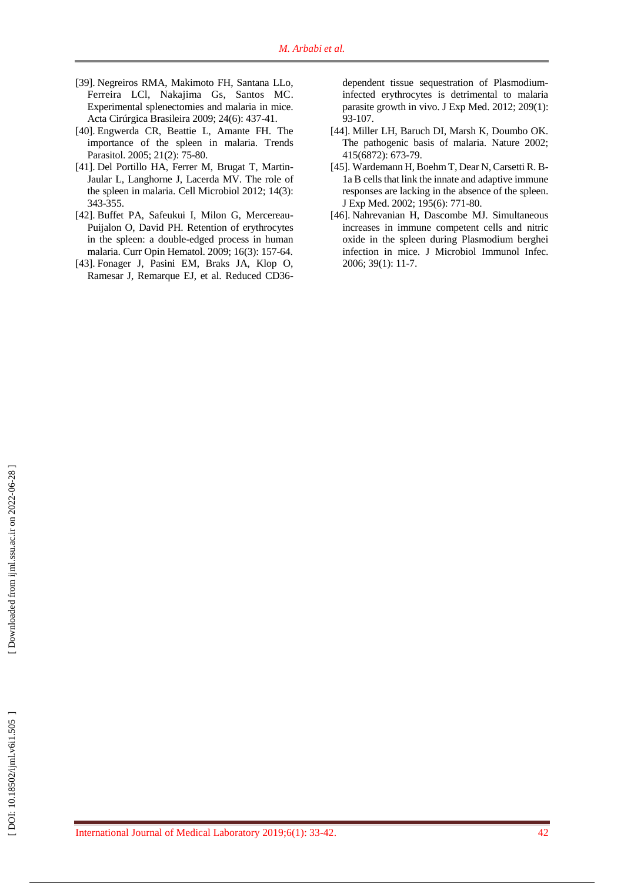[39]. Negreiros RMA, Makimoto FH, Santana LLo, Ferreira LCl, Nakajima Gs, Santos MC. Experimental splenectomies and malaria in mice. Acta Cirúrgica Brasileira 2009; 24(6): 437-41.

[40]. Engwerda CR, Beattie L, Amante FH. The importance of the spleen in malaria. Trends Parasitol. 2005; 21(2): 75-80.

[41]. Del Portillo HA, Ferrer M, Brugat T, Martin-Jaular L, Langhorne J, Lacerda MV. The role of the spleen in malaria. Cell Microbiol 2012; 14(3): 343-355.

[42]. Buffet PA, Safeukui I, Milon G, Mercereau-Puijalon O, David PH. Retention of erythrocytes in the spleen: a double-edged process in human malaria. Curr Opin Hematol. 2009; 16(3): 157-64.

[43]. Fonager J, Pasini EM, Braks JA, Klop O, Ramesar J, Remarque EJ, et al. Reduced CD36-dependent tissue sequestration of Plasmodium-infected erythrocytes is detrimental to malaria parasite growth in vivo. J Exp Med. 2012; 209(1): 93-107.

[44]. Miller LH, Baruch DI, Marsh K, Doumbo OK. The pathogenic basis of malaria. Nature 2002; 415(6872): 673-79.

[45]. Wardemann H, Boehm T, Dear N, Carsetti R. B-1a B cells that link the innate and adaptive immune responses are lacking in the absence of the spleen. J Exp Med. 2002; 195(6): 771-80.

[46]. Nahrevanian H, Dascombe MJ. Simultaneous increases in immune competent cells and nitric oxide in the spleen during Plasmodium berghei infection in mice. J Microbiol Immunol Infec. 2006; 39(1): 11-7.